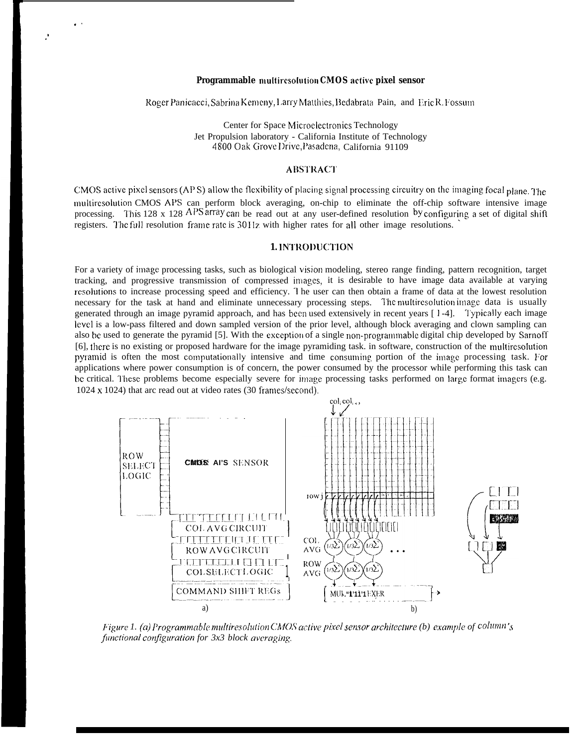# Programmable multiresolution CMOS active pixel sensor

Roger Panicacci, Sabrina Kemeny, Larry Matthies, Bedabrata Pain, and Eric R. Fossum

Center for Space Microelectronics Technology
Jet Propulsion laboratory - California Institute of Technology
4800 Oak Grove Drive, Pasadena, California 91109

## ABSTRACT

CMOS active pixel sensors (APS) allow the flexibility of placing signal processing circuitry on the imaging focal plane. The multiresolution CMOS APS can perform block averaging, on-chip to eliminate the off-chip software intensive image processing. This 128 x 128 APS array can be read out at any user-defined resolution by configuring a set of digital shift registers. The full resolution frame rate is 30 Hz with higher rates for all other image resolutions.

## 1. INTRODUCTION

For a variety of image processing tasks, such as biological vision modeling, stereo range finding, pattern recognition, target tracking, and progressive transmission of compressed images, it is desirable to have image data available at varying resolutions to increase processing speed and efficiency. The user can then obtain a frame of data at the lowest resolution necessary for the task at hand and eliminate unnecessary processing steps. The multiresolution image data is usually generated through an image pyramid approach, and has been used extensively in recent years [1-4]. Typically each image level is a low-pass filtered and down sampled version of the prior level, although block averaging and down sampling can also be used to generate the pyramid [5]. With the exception of a single non-programmable digital chip developed by Sarnoff [6], there is no existing or proposed hardware for the image pyramiding task. in software, construction of the multiresolution pyramid is often the most computationally intensive and time consuming portion of the image processing task. For applications where power consumption is of concern, the power consumed by the processor while performing this task can be critical. These problems become especially severe for image processing tasks performed on large format imagers (e.g. 1024 x 1024) that are read out at video rates (30 frames/second).

*Figure 1. (a) Programmable multiresolution CMOS active pixel sensor architecture (b) example of column's functional configuration for 3x3 block averaging.*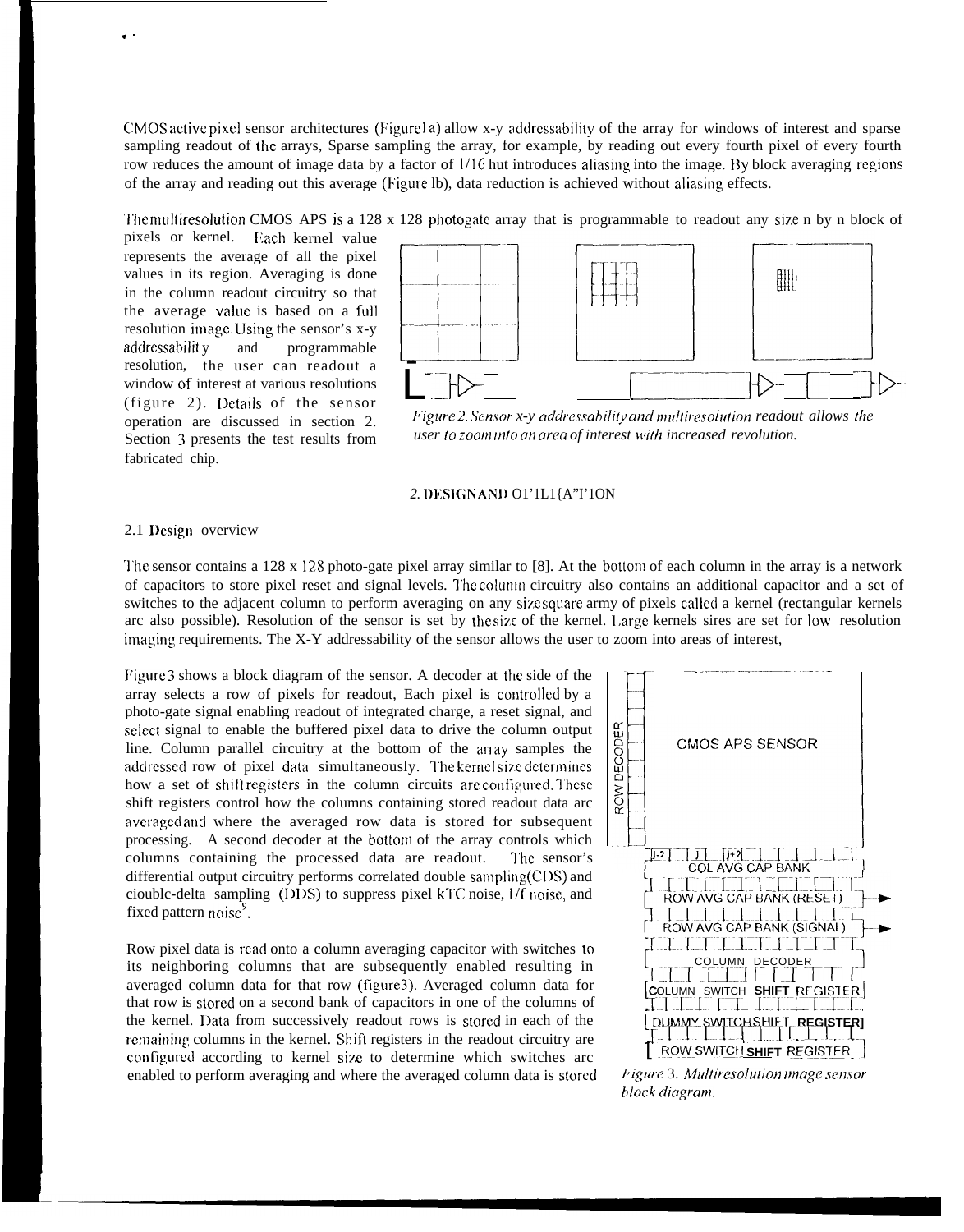CMOS active pixel sensor architectures (Figure 1a) allow x-y addressability of the array for windows of interest and sparse sampling readout of the arrays, Sparse sampling the array, for example, by reading out every fourth pixel of every fourth row reduces the amount of image data by a factor of 1/16 hut introduces aliasing into the image. By block averaging regions of the array and reading out this average (Figure lb), data reduction is achieved without aliasing effects.

The multiresolution CMOS APS is a 128 x 128 photogate array that is programmable to readout any size n by n block of pixels or kernel. Each kernel value represents the average of all the pixel values in its region. Averaging is done in the column readout circuitry so that the average value is based on a full resolution image. Using the sensor's x-y addressability and programmable resolution, the user can readout a window of interest at various resolutions (figure 2). Details of the sensor operation are discussed in section 2. Section 3 presents the test results from fabricated chip.

*Figure 2. Sensor x-y addressability and multiresolution readout allows the user to zoom into an area of interest with increased revolution.*

## 2. DESIGN AND OPERATION

### 2.1 Design overview

The sensor contains a 128 x 128 photo-gate pixel array similar to [8]. At the bottom of each column in the array is a network of capacitors to store pixel reset and signal levels. The column circuitry also contains an additional capacitor and a set of switches to the adjacent column to perform averaging on any size square army of pixels called a kernel (rectangular kernels arc also possible). Resolution of the sensor is set by the size of the kernel. Large kernels sires are set for low resolution imaging requirements. The X-Y addressability of the sensor allows the user to zoom into areas of interest,

Figure 3 shows a block diagram of the sensor. A decoder at the side of the array selects a row of pixels for readout, Each pixel is controlled by a photo-gate signal enabling readout of integrated charge, a reset signal, and select signal to enable the buffered pixel data to drive the column output line. Column parallel circuitry at the bottom of the array samples the addressed row of pixel data simultaneously. The kernel size determines how a set of shift registers in the column circuits are configured. These shift registers control how the columns containing stored readout data arc averaged and where the averaged row data is stored for subsequent processing. A second decoder at the bottom of the array controls which columns containing the processed data are readout. The sensor's differential output circuitry performs correlated double sampling(CDS) and cioublc-delta sampling (DDS) to suppress pixel kTC noise, 1/f noise, and fixed pattern noise[9].

Row pixel data is read onto a column averaging capacitor with switches to its neighboring columns that are subsequently enabled resulting in averaged column data for that row (figure3). Averaged column data for that row is stored on a second bank of capacitors in one of the columns of the kernel. Data from successively readout rows is stored in each of the remaining columns in the kernel. Shift registers in the readout circuitry are configured according to kernel size to determine which switches arc enabled to perform averaging and where the averaged column data is stored.

*Figure 3. Multiresolution image sensor block diagram.*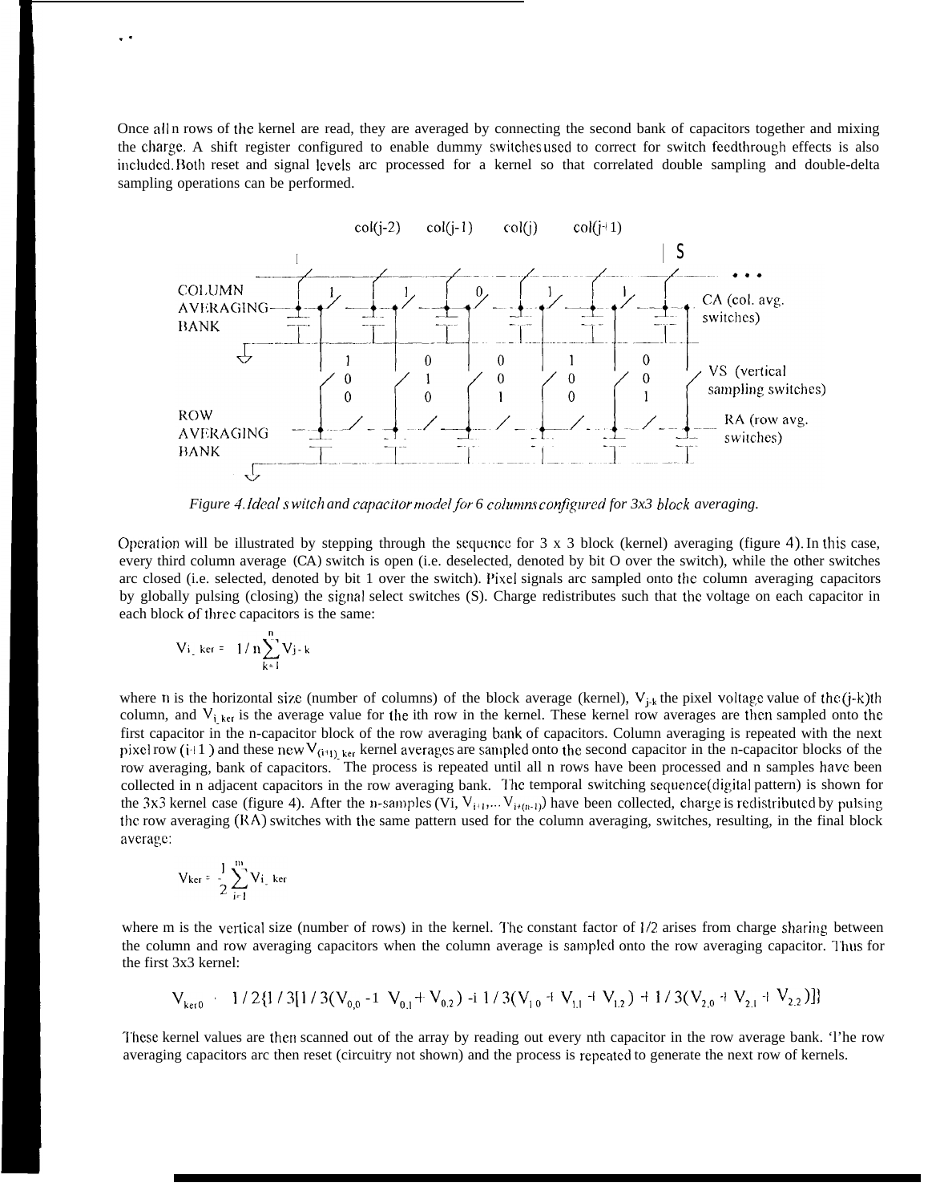Once all n rows of the kernel are read, they are averaged by connecting the second bank of capacitors together and mixing the charge. A shift register configured to enable dummy switches used to correct for switch feedthrough effects is also included. Both reset and signal levels are processed for a kernel so that correlated double sampling and double-delta sampling operations can be performed.

*Figure 4. Ideal switch and capacitor model for 6 columns configured for 3x3 block averaging.*

Operation will be illustrated by stepping through the sequence for 3 x 3 block (kernel) averaging (figure 4). In this case, every third column average (CA) switch is open (i.e. deselected, denoted by bit O over the switch), while the other switches are closed (i.e. selected, denoted by bit 1 over the switch). Pixel signals are sampled onto the column averaging capacitors by globally pulsing (closing) the signal select switches (S). Charge redistributes such that the voltage on each capacitor in each block of three capacitors is the same:

$$V_{i\_ker} = 1/n \sum_{k=1}^{n} V_{j-k}$$

where n is the horizontal size (number of columns) of the block average (kernel), $V_{j-k}$ the pixel voltage value of the (j-k)th column, and $V_{i\_ker}$ is the average value for the ith row in the kernel. These kernel row averages are then sampled onto the first capacitor in the n-capacitor block of the row averaging bank of capacitors. Column averaging is repeated with the next pixel row (i+1) and these new $V_{(i+1)\_ker}$ kernel averages are sampled onto the second capacitor in the n-capacitor blocks of the row averaging, bank of capacitors. The process is repeated until all n rows have been processed and n samples have been collected in n adjacent capacitors in the row averaging bank. The temporal switching sequence (digital pattern) is shown for the 3x3 kernel case (figure 4). After the n-samples ($V_i$, $V_{i+1}$,... $V_{i+(n-1)}$) have been collected, charge is redistributed by pulsing the row averaging (RA) switches with the same pattern used for the column averaging, switches, resulting, in the final block average:

$$V_{ker} = \frac{1}{2} \sum_{i=1}^{m} V_{i\_ker}$$

where m is the vertical size (number of rows) in the kernel. The constant factor of 1/2 arises from charge sharing between the column and row averaging capacitors when the column average is sampled onto the row averaging capacitor. Thus for the first 3x3 kernel:

$$V_{ker0} = 1/2\{1/3[1/3(V_{0,0} + V_{0,1} + V_{0,2}) + 1/3(V_{1,0} + V_{1,1} + V_{1,2}) + 1/3(V_{2,0} + V_{2,1} + V_{2,2})]\}$$

These kernel values are then scanned out of the array by reading out every nth capacitor in the row average bank. The row averaging capacitors are then reset (circuitry not shown) and the process is repeated to generate the next row of kernels.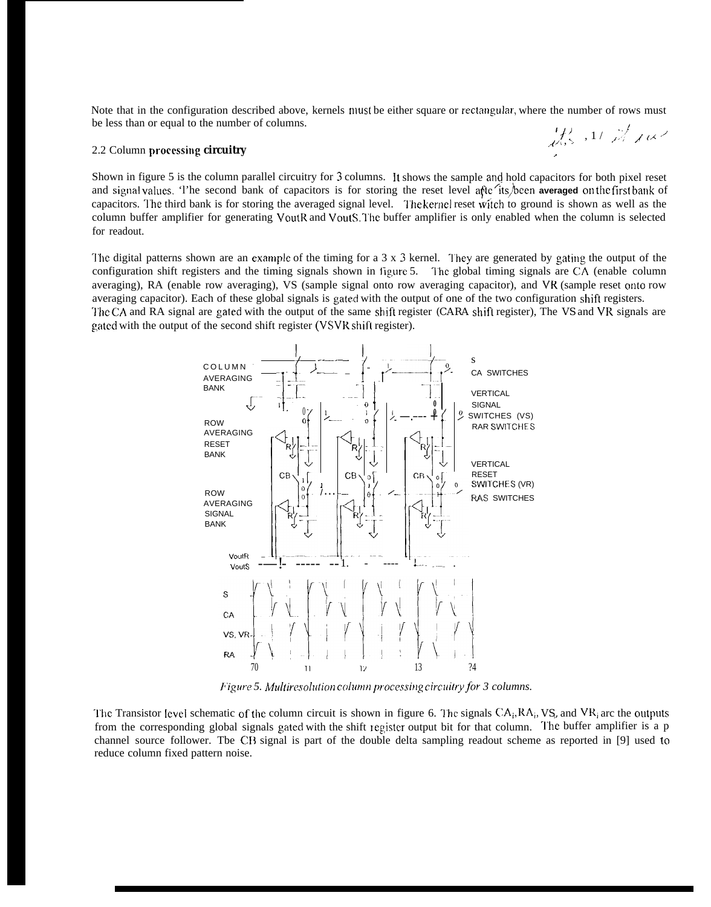Note that in the configuration described above, kernels must be either square or rectangular, where the number of rows must be less than or equal to the number of columns.

## 2.2 Column processing circuitry

Shown in figure 5 is the column parallel circuitry for 3 columns. It shows the sample and hold capacitors for both pixel reset and signal values. The second bank of capacitors is for storing the reset level after its been **averaged** on the first bank of capacitors. The third bank is for storing the averaged signal level. The kernel reset switch to ground is shown as well as the column buffer amplifier for generating VoutR and VoutS. The buffer amplifier is only enabled when the column is selected for readout.

The digital patterns shown are an example of the timing for a 3 x 3 kernel. They are generated by gating the output of the configuration shift registers and the timing signals shown in figure 5. The global timing signals are CA (enable column averaging), RA (enable row averaging), VS (sample signal onto row averaging capacitor), and VR (sample reset onto row averaging capacitor). Each of these global signals is gated with the output of one of the two configuration shift registers. The CA and RA signal are gated with the output of the same shift register (CARA shift register), The VS and VR signals are gated with the output of the second shift register (VSVR shift register).

*Figure 5. Multiresolution column processing circuitry for 3 columns.*

The Transistor level schematic of the column circuit is shown in figure 6. The signals $CA_i$, $RA_i$, VS, and $VR_i$ are the outputs from the corresponding global signals gated with the shift register output bit for that column. The buffer amplifier is a p channel source follower. The CB signal is part of the double delta sampling readout scheme as reported in [9] used to reduce column fixed pattern noise.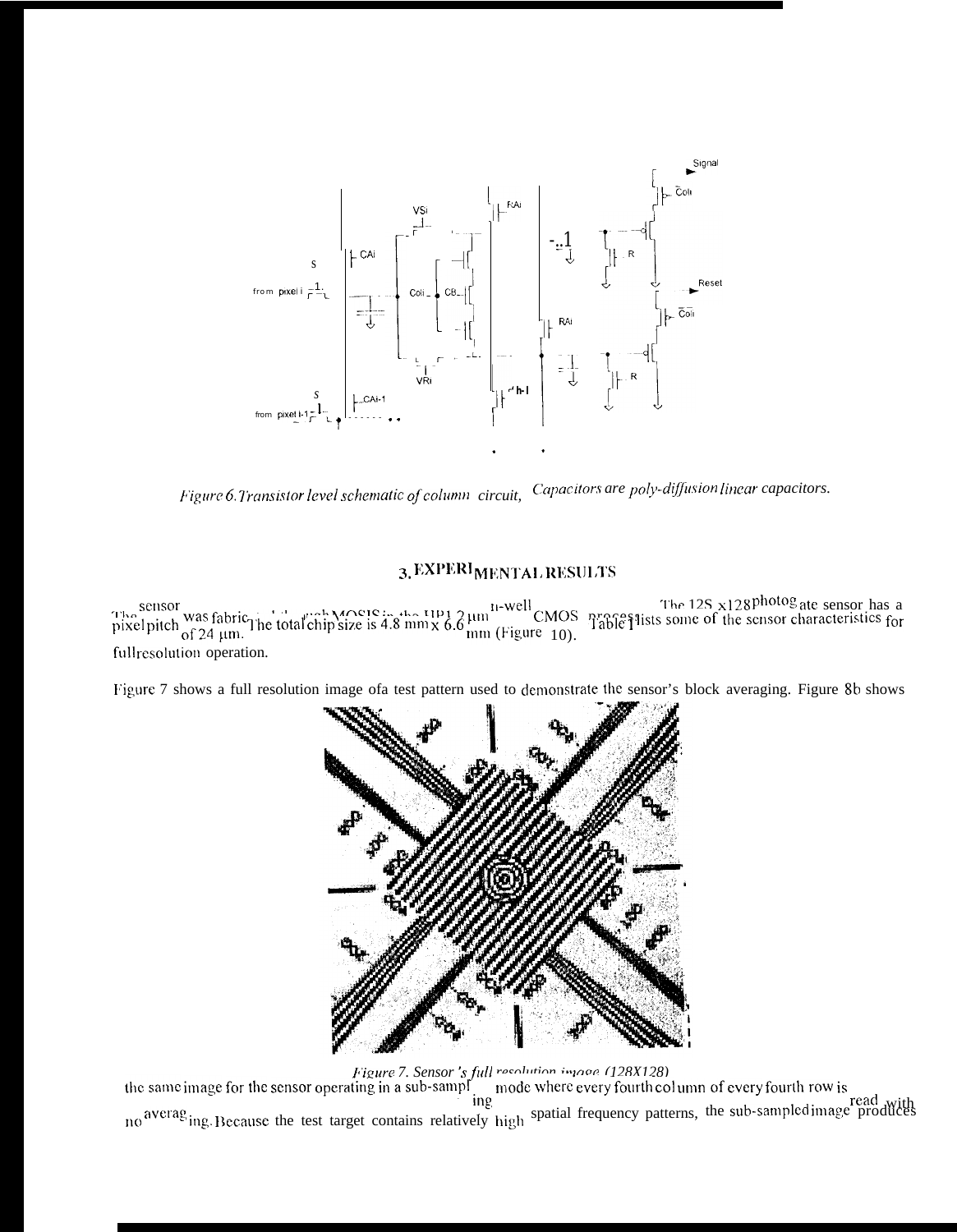Figure 6. Transistor level schematic of column circuit, Capacitors are poly-diffusion linear capacitors.

## 3. EXPERIMENTAL RESULTS

The sensor was fabricated through MOSIS in the HP1.2 μm n-well CMOS process. The 128 x128 photogate sensor has a pixel pitch of 24 μm. The total chip size is 4.8 mm x 6.6 mm (Figure 10). Table 1 lists some of the sensor characteristics for full resolution operation.

Figure 7 shows a full resolution image of a test pattern used to demonstrate the sensor's block averaging. Figure 8b shows

Figure 7. Sensor's full resolution image (128X128)

the same image for the sensor operating in a sub-sampling mode where every fourth column of every fourth row is read with no averaging. Because the test target contains relatively high spatial frequency patterns, the sub-sampled image produces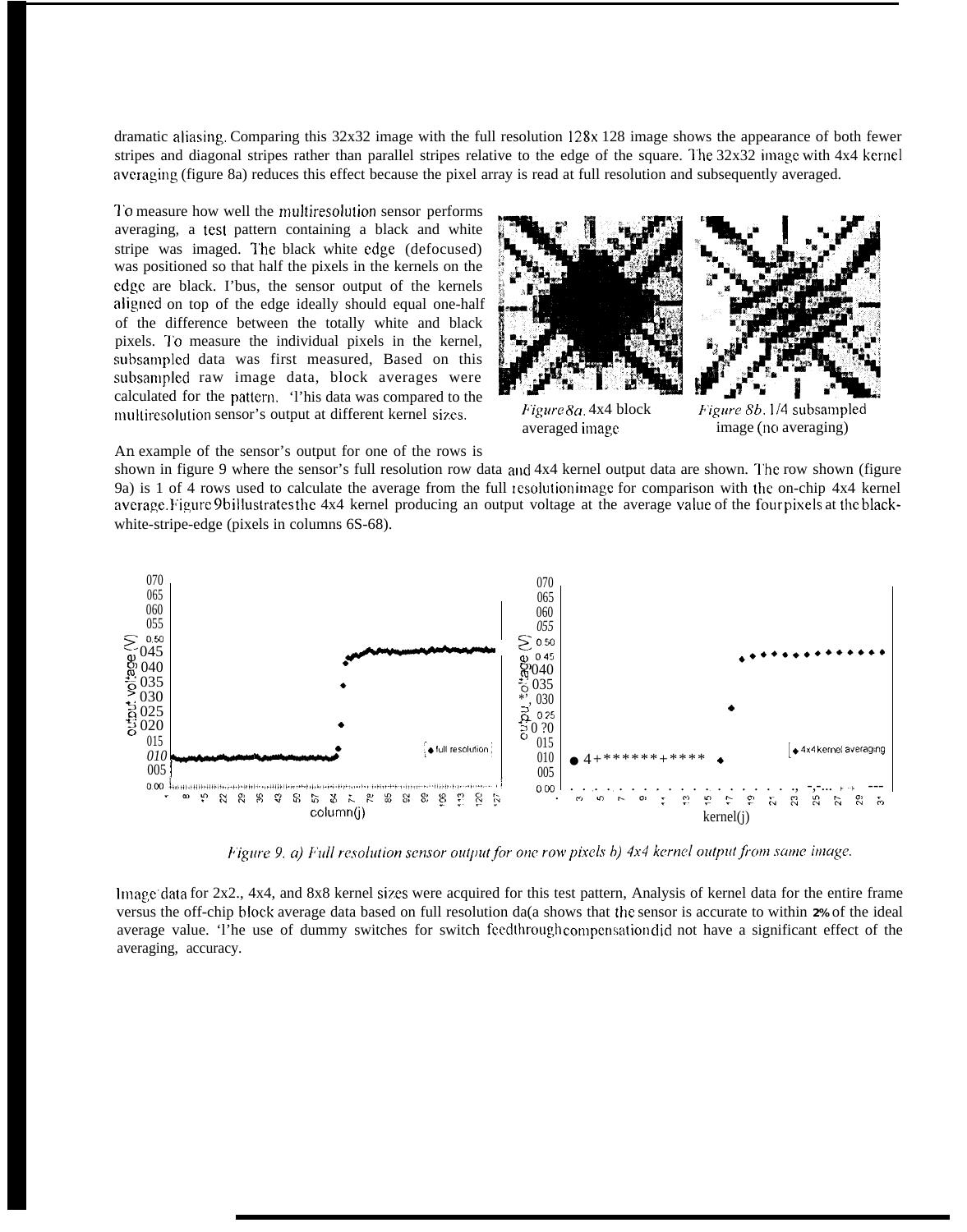dramatic aliasing. Comparing this 32x32 image with the full resolution 128x 128 image shows the appearance of both fewer stripes and diagonal stripes rather than parallel stripes relative to the edge of the square. The 32x32 image with 4x4 kernel averaging (figure 8a) reduces this effect because the pixel array is read at full resolution and subsequently averaged.

To measure how well the multiresolution sensor performs averaging, a test pattern containing a black and white stripe was imaged. The black white edge (defocused) was positioned so that half the pixels in the kernels on the edge are black. Thus, the sensor output of the kernels aligned on top of the edge ideally should equal one-half of the difference between the totally white and black pixels. To measure the individual pixels in the kernel, subsampled data was first measured, Based on this subsampled raw image data, block averages were calculated for the pattern. This data was compared to the multiresolution sensor's output at different kernel sizes.

*Figure 8a.* 4x4 block averaged image

*Figure 8b.* 1/4 subsampled image (no averaging)

An example of the sensor's output for one of the rows is shown in figure 9 where the sensor's full resolution row data and 4x4 kernel output data are shown. The row shown (figure 9a) is 1 of 4 rows used to calculate the average from the full resolution image for comparison with the on-chip 4x4 kernel average. Figure 9b illustrates the 4x4 kernel producing an output voltage at the average value of the four pixels at the black-white-stripe-edge (pixels in columns 65-68).

*Figure 9. a) Full resolution sensor output for one row pixels b) 4x4 kernel output from same image.*

Image data for 2x2., 4x4, and 8x8 kernel sizes were acquired for this test pattern, Analysis of kernel data for the entire frame versus the off-chip block average data based on full resolution data shows that the sensor is accurate to within **2%** of the ideal average value. The use of dummy switches for switch feedthrough compensation did not have a significant effect of the averaging, accuracy.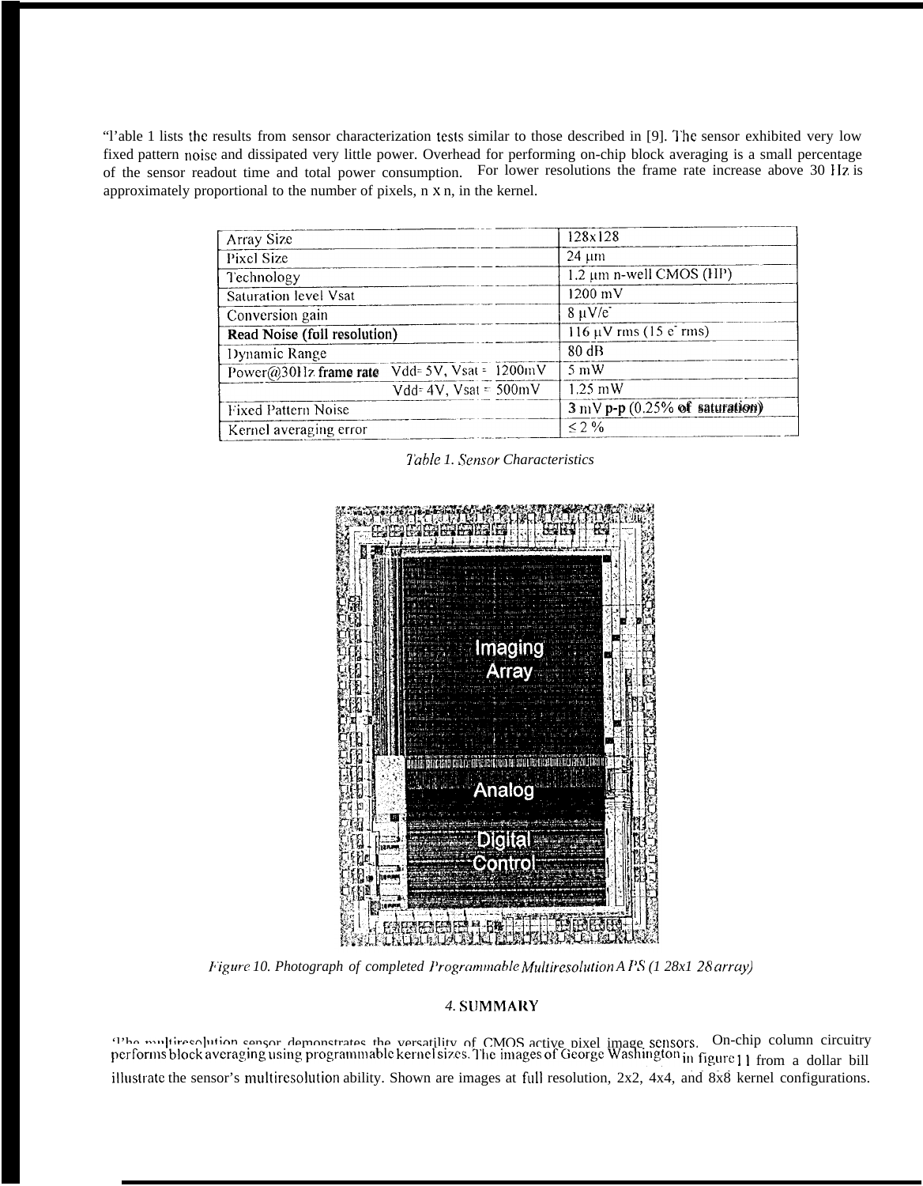Table 1 lists the results from sensor characterization tests similar to those described in [9]. The sensor exhibited very low fixed pattern noise and dissipated very little power. Overhead for performing on-chip block averaging is a small percentage of the sensor readout time and total power consumption. For lower resolutions the frame rate increase above 30 Hz is approximately proportional to the number of pixels, n x n, in the kernel.

| Array Size | 128x128 |
|---|---|
| Pixel Size | 24 μm |
| Technology | 1.2 μm n-well CMOS (HP) |
| Saturation level Vsat | 1200 mV |
| Conversion gain | 8 μV/e⁻ |
| Read Noise (full resolution) | 116 μV rms (15 e⁻ rms) |
| Dynamic Range | 80 dB |
| Power@30Hz frame rate   Vdd= 5V, Vsat = 1200mV | 5 mW |
|   Vdd= 4V, Vsat = 500mV | 1.25 mW |
| Fixed Pattern Noise | 3 mV p-p (0.25% of saturation) |
| Kernel averaging error | ≤ 2 % |

*Table 1. Sensor Characteristics*

*Figure 10. Photograph of completed Programmable Multiresolution APS (128x128 array)*

## 4. SUMMARY

The multiresolution sensor demonstrates the versatility of CMOS active pixel image sensors. On-chip column circuitry performs block averaging using programmable kernel sizes. The images of George Washington in figure 11 from a dollar bill illustrate the sensor's multiresolution ability. Shown are images at full resolution, 2x2, 4x4, and 8x8 kernel configurations.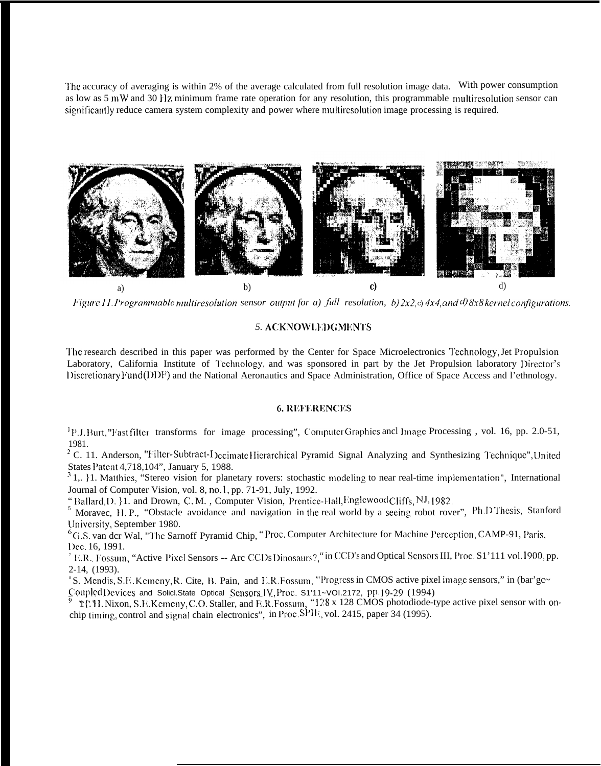The accuracy of averaging is within 2% of the average calculated from full resolution image data. With power consumption as low as 5 mW and 30 Hz minimum frame rate operation for any resolution, this programmable multiresolution sensor can significantly reduce camera system complexity and power where multiresolution image processing is required.

a) b) c) d)

*Figure 11. Programmable multiresolution sensor output for a) full resolution, b) 2x2, c) 4x4, and d) 8x8 kernel configurations.*

## 5. ACKNOWLEDGMENTS

The research described in this paper was performed by the Center for Space Microelectronics Technology, Jet Propulsion Laboratory, California Institute of Technology, and was sponsored in part by the Jet Propulsion laboratory Director's Discretionary Fund (DDF) and the National Aeronautics and Space Administration, Office of Space Access and l'ethnology.

## 6. REFERENCES

[1] P.J. Burt, "Fast filter transforms for image processing", Computer Graphics ancl Image Processing , vol. 16, pp. 2.0-51, 1981.

[2] C. 11. Anderson, "Filter-Subtract-Decimate Hierarchical Pyramid Signal Analyzing and Synthesizing Technique", United States Patent 4,718,104", January 5, 1988.

[3] 1,. }1. Matthies, "Stereo vision for planetary rovers: stochastic modeling to near real-time implementation", International Journal of Computer Vision, vol. 8, no.1, pp. 71-91, July, 1992.

[4] Ballard, D. }1. and Drown, C. M. , Computer Vision, Prentice-Hall, Englewood Cliffs, NJ, 1982.

[5] Moravec, H. P., "Obstacle avoidance and navigation in the real world by a seeing robot rover", Ph.D Thesis, Stanford University, September 1980.

[6] G.S. van dcr Wal, "The Sarnoff Pyramid Chip, " Proc. Computer Architecture for Machine Perception, CAMP-91, Paris, Dec. 16, 1991.

[7] E.R.. Fossum, "Active Pixel Sensors -- Arc CCDs Dinosaurs?," in CCD's and Optical Sensors III, Proc. S1'111 vol. 1900, pp. 2-14, (1993).

[8] S. Mendis, S.E. Kemeny, R. Cite, B. Pain, and E.R. Fossum, "Progress in CMOS active pixel image sensors," in (bar'gc~ Coupled Devices and Solicl.State Optical Sensors IV, Proc. S1'11~VOI.2172, pp.19-29 (1994)

[9] R.H. Nixon, S.E. Kemeny, C.O. Staller, and E.R. Fossum, "128 x 128 CMOS photodiode-type active pixel sensor with on-chip timing, control and signal chain electronics", in Proc. SPIE, vol. 2415, paper 34 (1995).